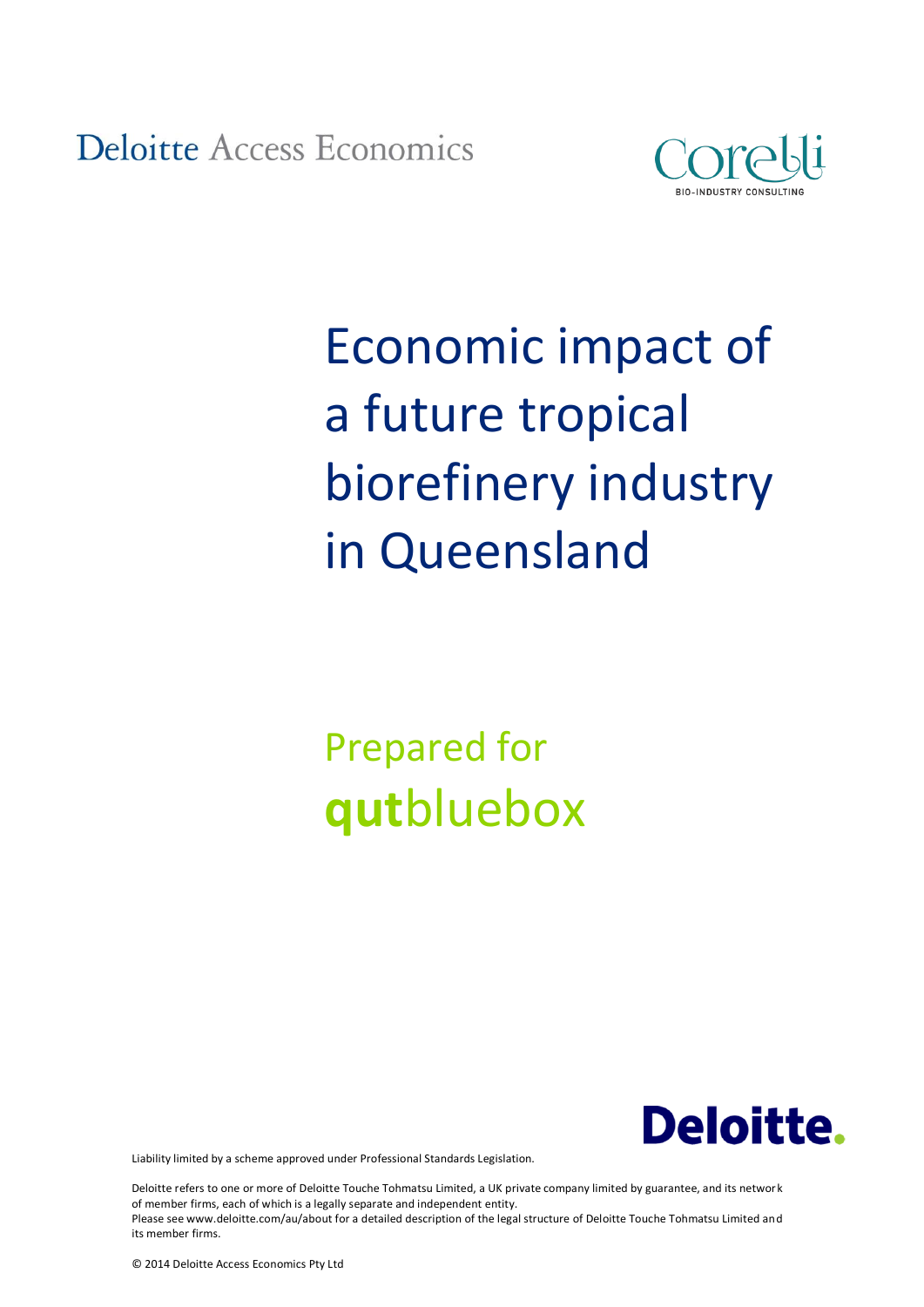Deloitte Access Economics

Corelli
BIO-INDUSTRY CONSULTING

# Economic impact of a future tropical biorefinery industry in Queensland

Prepared for
**qut**bluebox

Deloitte.

Liability limited by a scheme approved under Professional Standards Legislation.

Deloitte refers to one or more of Deloitte Touche Tohmatsu Limited, a UK private company limited by guarantee, and its network of member firms, each of which is a legally separate and independent entity.
Please see www.deloitte.com/au/about for a detailed description of the legal structure of Deloitte Touche Tohmatsu Limited and its member firms.

© 2014 Deloitte Access Economics Pty Ltd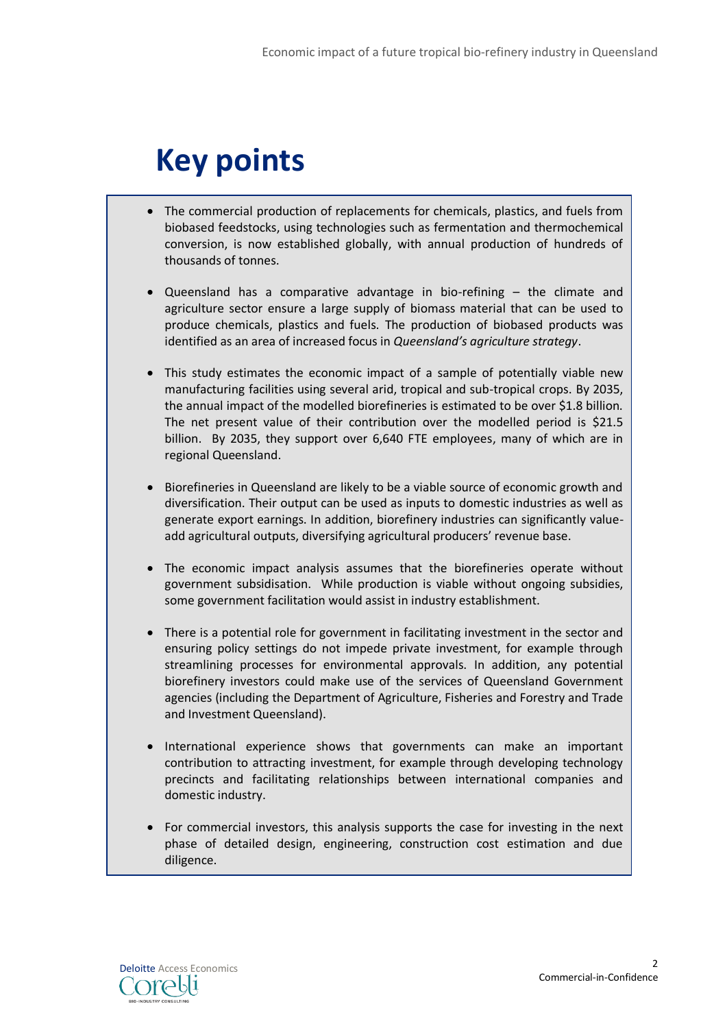# Key points

- The commercial production of replacements for chemicals, plastics, and fuels from biobased feedstocks, using technologies such as fermentation and thermochemical conversion, is now established globally, with annual production of hundreds of thousands of tonnes.
- Queensland has a comparative advantage in bio-refining – the climate and agriculture sector ensure a large supply of biomass material that can be used to produce chemicals, plastics and fuels. The production of biobased products was identified as an area of increased focus in *Queensland's agriculture strategy*.
- This study estimates the economic impact of a sample of potentially viable new manufacturing facilities using several arid, tropical and sub-tropical crops. By 2035, the annual impact of the modelled biorefineries is estimated to be over $1.8 billion. The net present value of their contribution over the modelled period is $21.5 billion. By 2035, they support over 6,640 FTE employees, many of which are in regional Queensland.
- Biorefineries in Queensland are likely to be a viable source of economic growth and diversification. Their output can be used as inputs to domestic industries as well as generate export earnings. In addition, biorefinery industries can significantly value-add agricultural outputs, diversifying agricultural producers' revenue base.
- The economic impact analysis assumes that the biorefineries operate without government subsidisation. While production is viable without ongoing subsidies, some government facilitation would assist in industry establishment.
- There is a potential role for government in facilitating investment in the sector and ensuring policy settings do not impede private investment, for example through streamlining processes for environmental approvals. In addition, any potential biorefinery investors could make use of the services of Queensland Government agencies (including the Department of Agriculture, Fisheries and Forestry and Trade and Investment Queensland).
- International experience shows that governments can make an important contribution to attracting investment, for example through developing technology precincts and facilitating relationships between international companies and domestic industry.
- For commercial investors, this analysis supports the case for investing in the next phase of detailed design, engineering, construction cost estimation and due diligence.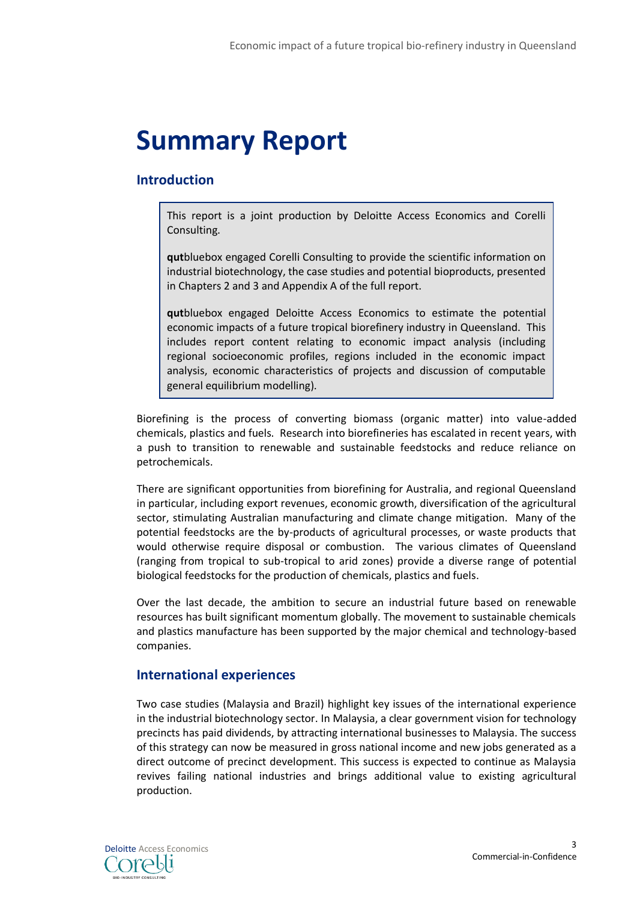# Summary Report

## Introduction

> This report is a joint production by Deloitte Access Economics and Corelli Consulting.
>
> **qut**bluebox engaged Corelli Consulting to provide the scientific information on industrial biotechnology, the case studies and potential bioproducts, presented in Chapters 2 and 3 and Appendix A of the full report.
>
> **qut**bluebox engaged Deloitte Access Economics to estimate the potential economic impacts of a future tropical biorefinery industry in Queensland. This includes report content relating to economic impact analysis (including regional socioeconomic profiles, regions included in the economic impact analysis, economic characteristics of projects and discussion of computable general equilibrium modelling).

Biorefining is the process of converting biomass (organic matter) into value-added chemicals, plastics and fuels. Research into biorefineries has escalated in recent years, with a push to transition to renewable and sustainable feedstocks and reduce reliance on petrochemicals.

There are significant opportunities from biorefining for Australia, and regional Queensland in particular, including export revenues, economic growth, diversification of the agricultural sector, stimulating Australian manufacturing and climate change mitigation. Many of the potential feedstocks are the by-products of agricultural processes, or waste products that would otherwise require disposal or combustion. The various climates of Queensland (ranging from tropical to sub-tropical to arid zones) provide a diverse range of potential biological feedstocks for the production of chemicals, plastics and fuels.

Over the last decade, the ambition to secure an industrial future based on renewable resources has built significant momentum globally. The movement to sustainable chemicals and plastics manufacture has been supported by the major chemical and technology-based companies.

## International experiences

Two case studies (Malaysia and Brazil) highlight key issues of the international experience in the industrial biotechnology sector. In Malaysia, a clear government vision for technology precincts has paid dividends, by attracting international businesses to Malaysia. The success of this strategy can now be measured in gross national income and new jobs generated as a direct outcome of precinct development. This success is expected to continue as Malaysia revives failing national industries and brings additional value to existing agricultural production.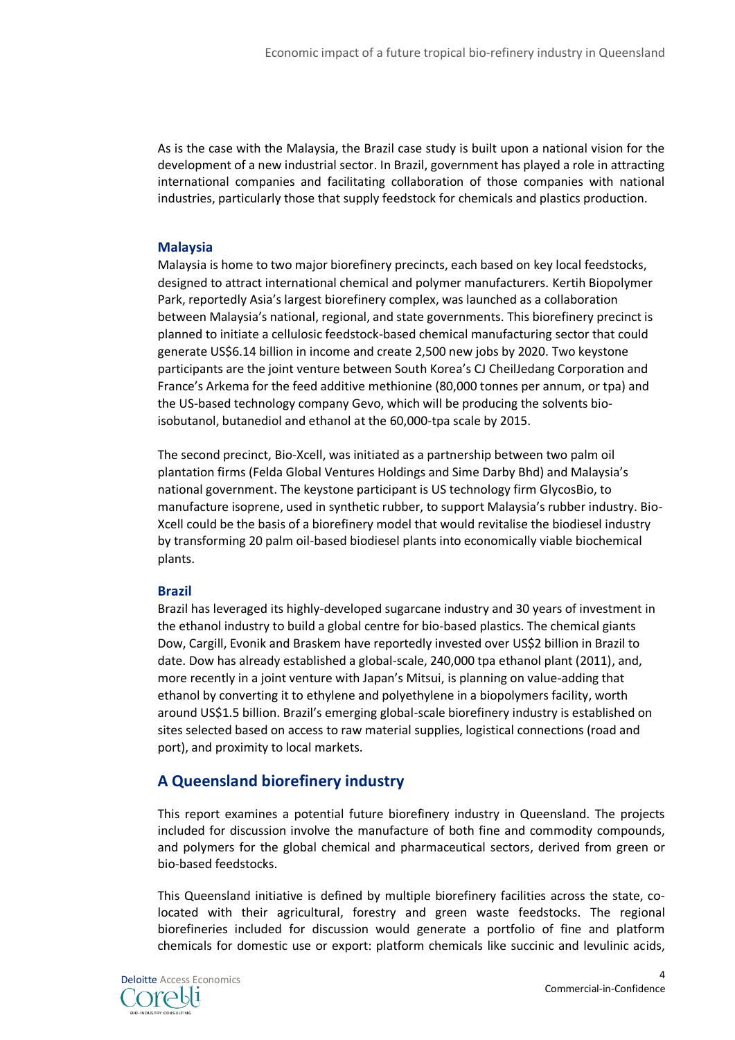As is the case with the Malaysia, the Brazil case study is built upon a national vision for the development of a new industrial sector. In Brazil, government has played a role in attracting international companies and facilitating collaboration of those companies with national industries, particularly those that supply feedstock for chemicals and plastics production.

### Malaysia

Malaysia is home to two major biorefinery precincts, each based on key local feedstocks, designed to attract international chemical and polymer manufacturers. Kertih Biopolymer Park, reportedly Asia's largest biorefinery complex, was launched as a collaboration between Malaysia's national, regional, and state governments. This biorefinery precinct is planned to initiate a cellulosic feedstock-based chemical manufacturing sector that could generate US$6.14 billion in income and create 2,500 new jobs by 2020. Two keystone participants are the joint venture between South Korea's CJ CheilJedang Corporation and France's Arkema for the feed additive methionine (80,000 tonnes per annum, or tpa) and the US-based technology company Gevo, which will be producing the solvents bio-isobutanol, butanediol and ethanol at the 60,000-tpa scale by 2015.

The second precinct, Bio-Xcell, was initiated as a partnership between two palm oil plantation firms (Felda Global Ventures Holdings and Sime Darby Bhd) and Malaysia's national government. The keystone participant is US technology firm GlycosBio, to manufacture isoprene, used in synthetic rubber, to support Malaysia's rubber industry. Bio-Xcell could be the basis of a biorefinery model that would revitalise the biodiesel industry by transforming 20 palm oil-based biodiesel plants into economically viable biochemical plants.

### Brazil

Brazil has leveraged its highly-developed sugarcane industry and 30 years of investment in the ethanol industry to build a global centre for bio-based plastics. The chemical giants Dow, Cargill, Evonik and Braskem have reportedly invested over US$2 billion in Brazil to date. Dow has already established a global-scale, 240,000 tpa ethanol plant (2011), and, more recently in a joint venture with Japan's Mitsui, is planning on value-adding that ethanol by converting it to ethylene and polyethylene in a biopolymers facility, worth around US$1.5 billion. Brazil's emerging global-scale biorefinery industry is established on sites selected based on access to raw material supplies, logistical connections (road and port), and proximity to local markets.

## A Queensland biorefinery industry

This report examines a potential future biorefinery industry in Queensland. The projects included for discussion involve the manufacture of both fine and commodity compounds, and polymers for the global chemical and pharmaceutical sectors, derived from green or bio-based feedstocks.

This Queensland initiative is defined by multiple biorefinery facilities across the state, co-located with their agricultural, forestry and green waste feedstocks. The regional biorefineries included for discussion would generate a portfolio of fine and platform chemicals for domestic use or export: platform chemicals like succinic and levulinic acids,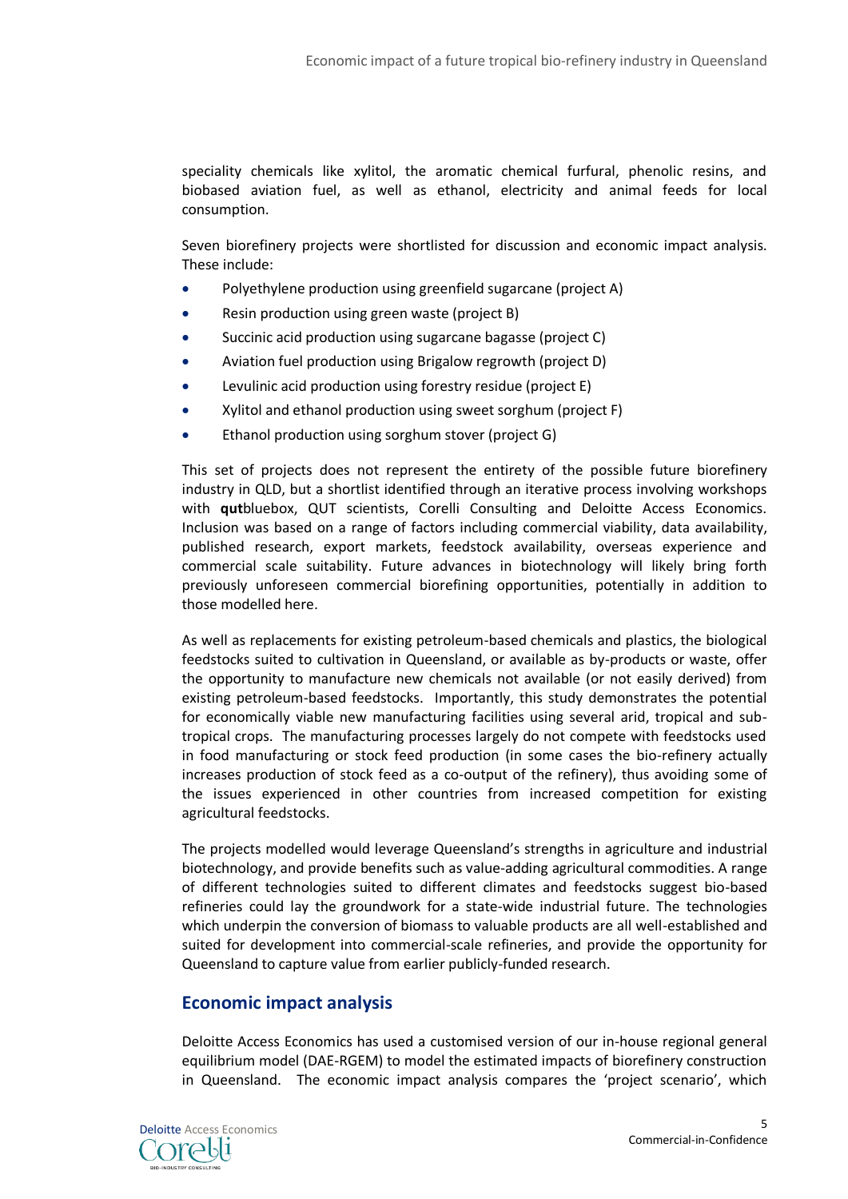speciality chemicals like xylitol, the aromatic chemical furfural, phenolic resins, and biobased aviation fuel, as well as ethanol, electricity and animal feeds for local consumption.

Seven biorefinery projects were shortlisted for discussion and economic impact analysis. These include:

- Polyethylene production using greenfield sugarcane (project A)
- Resin production using green waste (project B)
- Succinic acid production using sugarcane bagasse (project C)
- Aviation fuel production using Brigalow regrowth (project D)
- Levulinic acid production using forestry residue (project E)
- Xylitol and ethanol production using sweet sorghum (project F)
- Ethanol production using sorghum stover (project G)

This set of projects does not represent the entirety of the possible future biorefinery industry in QLD, but a shortlist identified through an iterative process involving workshops with **qut**bluebox, QUT scientists, Corelli Consulting and Deloitte Access Economics. Inclusion was based on a range of factors including commercial viability, data availability, published research, export markets, feedstock availability, overseas experience and commercial scale suitability. Future advances in biotechnology will likely bring forth previously unforeseen commercial biorefining opportunities, potentially in addition to those modelled here.

As well as replacements for existing petroleum-based chemicals and plastics, the biological feedstocks suited to cultivation in Queensland, or available as by-products or waste, offer the opportunity to manufacture new chemicals not available (or not easily derived) from existing petroleum-based feedstocks. Importantly, this study demonstrates the potential for economically viable new manufacturing facilities using several arid, tropical and sub-tropical crops. The manufacturing processes largely do not compete with feedstocks used in food manufacturing or stock feed production (in some cases the bio-refinery actually increases production of stock feed as a co-output of the refinery), thus avoiding some of the issues experienced in other countries from increased competition for existing agricultural feedstocks.

The projects modelled would leverage Queensland's strengths in agriculture and industrial biotechnology, and provide benefits such as value-adding agricultural commodities. A range of different technologies suited to different climates and feedstocks suggest bio-based refineries could lay the groundwork for a state-wide industrial future. The technologies which underpin the conversion of biomass to valuable products are all well-established and suited for development into commercial-scale refineries, and provide the opportunity for Queensland to capture value from earlier publicly-funded research.

## Economic impact analysis

Deloitte Access Economics has used a customised version of our in-house regional general equilibrium model (DAE-RGEM) to model the estimated impacts of biorefinery construction in Queensland. The economic impact analysis compares the 'project scenario', which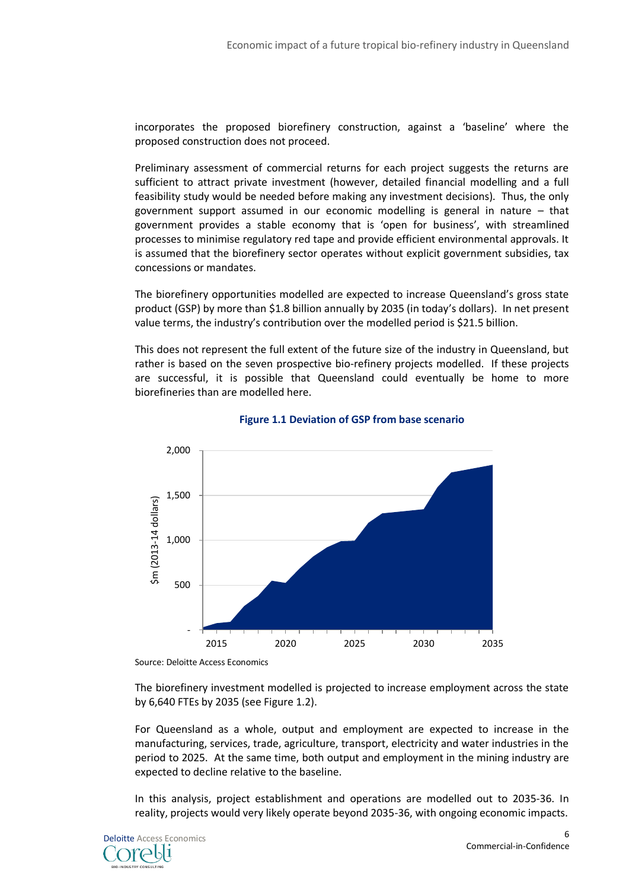incorporates the proposed biorefinery construction, against a 'baseline' where the proposed construction does not proceed.

Preliminary assessment of commercial returns for each project suggests the returns are sufficient to attract private investment (however, detailed financial modelling and a full feasibility study would be needed before making any investment decisions). Thus, the only government support assumed in our economic modelling is general in nature – that government provides a stable economy that is 'open for business', with streamlined processes to minimise regulatory red tape and provide efficient environmental approvals. It is assumed that the biorefinery sector operates without explicit government subsidies, tax concessions or mandates.

The biorefinery opportunities modelled are expected to increase Queensland's gross state product (GSP) by more than $1.8 billion annually by 2035 (in today's dollars). In net present value terms, the industry's contribution over the modelled period is $21.5 billion.

This does not represent the full extent of the future size of the industry in Queensland, but rather is based on the seven prospective bio-refinery projects modelled. If these projects are successful, it is possible that Queensland could eventually be home to more biorefineries than are modelled here.

**Figure 1.1 Deviation of GSP from base scenario**

Source: Deloitte Access Economics

The biorefinery investment modelled is projected to increase employment across the state by 6,640 FTEs by 2035 (see Figure 1.2).

For Queensland as a whole, output and employment are expected to increase in the manufacturing, services, trade, agriculture, transport, electricity and water industries in the period to 2025. At the same time, both output and employment in the mining industry are expected to decline relative to the baseline.

In this analysis, project establishment and operations are modelled out to 2035-36. In reality, projects would very likely operate beyond 2035-36, with ongoing economic impacts.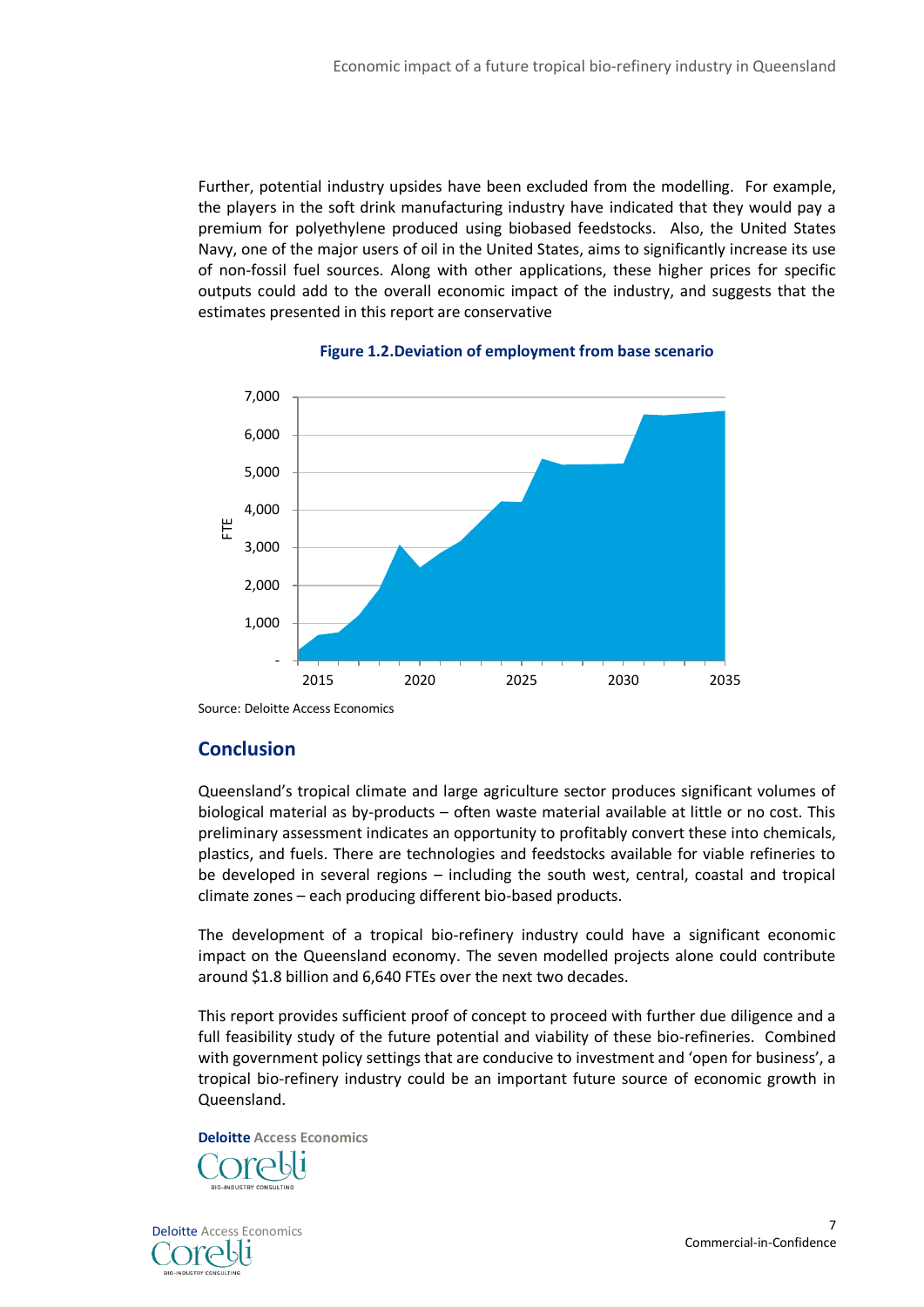Further, potential industry upsides have been excluded from the modelling. For example, the players in the soft drink manufacturing industry have indicated that they would pay a premium for polyethylene produced using biobased feedstocks. Also, the United States Navy, one of the major users of oil in the United States, aims to significantly increase its use of non-fossil fuel sources. Along with other applications, these higher prices for specific outputs could add to the overall economic impact of the industry, and suggests that the estimates presented in this report are conservative

**Figure 1.2.Deviation of employment from base scenario**

Source: Deloitte Access Economics

## Conclusion

Queensland's tropical climate and large agriculture sector produces significant volumes of biological material as by-products – often waste material available at little or no cost. This preliminary assessment indicates an opportunity to profitably convert these into chemicals, plastics, and fuels. There are technologies and feedstocks available for viable refineries to be developed in several regions – including the south west, central, coastal and tropical climate zones – each producing different bio-based products.

The development of a tropical bio-refinery industry could have a significant economic impact on the Queensland economy. The seven modelled projects alone could contribute around $1.8 billion and 6,640 FTEs over the next two decades.

This report provides sufficient proof of concept to proceed with further due diligence and a full feasibility study of the future potential and viability of these bio-refineries. Combined with government policy settings that are conducive to investment and 'open for business', a tropical bio-refinery industry could be an important future source of economic growth in Queensland.

**Deloitte** Access Economics

Corelli
BIO-INDUSTRY CONSULTING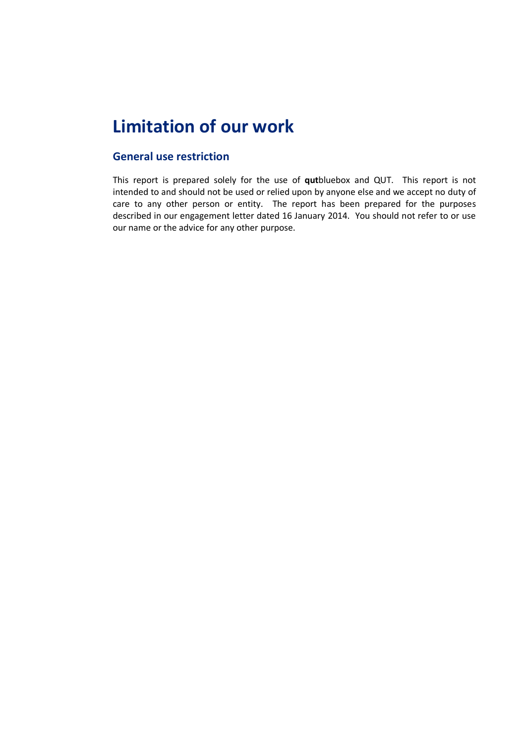# Limitation of our work

## General use restriction

This report is prepared solely for the use of **qut**bluebox and QUT. This report is not intended to and should not be used or relied upon by anyone else and we accept no duty of care to any other person or entity. The report has been prepared for the purposes described in our engagement letter dated 16 January 2014. You should not refer to or use our name or the advice for any other purpose.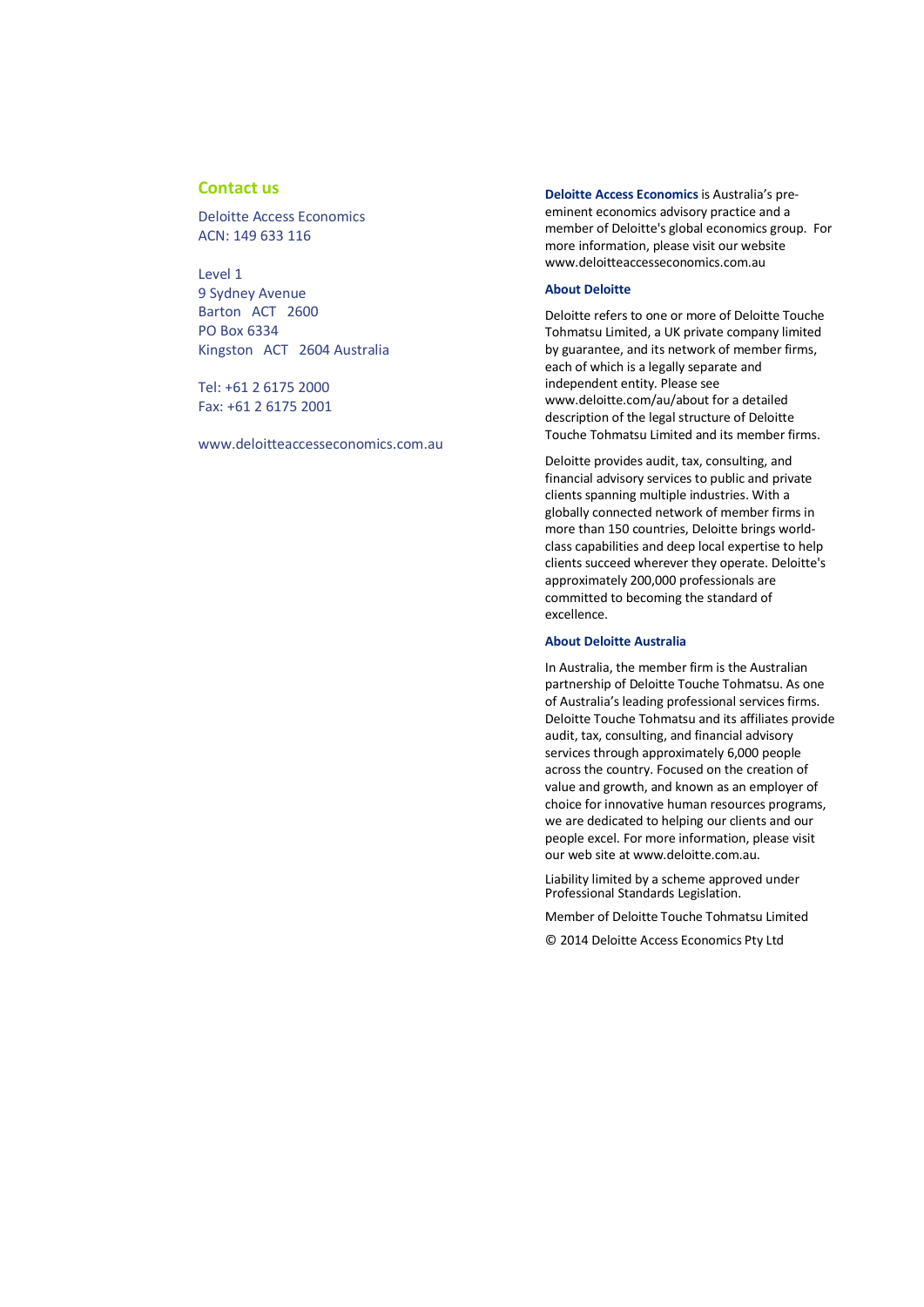## Contact us

Deloitte Access Economics
ACN: 149 633 116

Level 1
9 Sydney Avenue
Barton ACT 2600
PO Box 6334
Kingston ACT 2604 Australia

Tel: +61 2 6175 2000
Fax: +61 2 6175 2001

www.deloitteaccesseconomics.com.au

**Deloitte Access Economics** is Australia's pre-eminent economics advisory practice and a member of Deloitte's global economics group. For more information, please visit our website www.deloitteaccesseconomics.com.au

### About Deloitte

Deloitte refers to one or more of Deloitte Touche Tohmatsu Limited, a UK private company limited by guarantee, and its network of member firms, each of which is a legally separate and independent entity. Please see www.deloitte.com/au/about for a detailed description of the legal structure of Deloitte Touche Tohmatsu Limited and its member firms.

Deloitte provides audit, tax, consulting, and financial advisory services to public and private clients spanning multiple industries. With a globally connected network of member firms in more than 150 countries, Deloitte brings world-class capabilities and deep local expertise to help clients succeed wherever they operate. Deloitte's approximately 200,000 professionals are committed to becoming the standard of excellence.

### About Deloitte Australia

In Australia, the member firm is the Australian partnership of Deloitte Touche Tohmatsu. As one of Australia's leading professional services firms. Deloitte Touche Tohmatsu and its affiliates provide audit, tax, consulting, and financial advisory services through approximately 6,000 people across the country. Focused on the creation of value and growth, and known as an employer of choice for innovative human resources programs, we are dedicated to helping our clients and our people excel. For more information, please visit our web site at www.deloitte.com.au.

Liability limited by a scheme approved under Professional Standards Legislation.

Member of Deloitte Touche Tohmatsu Limited

© 2014 Deloitte Access Economics Pty Ltd